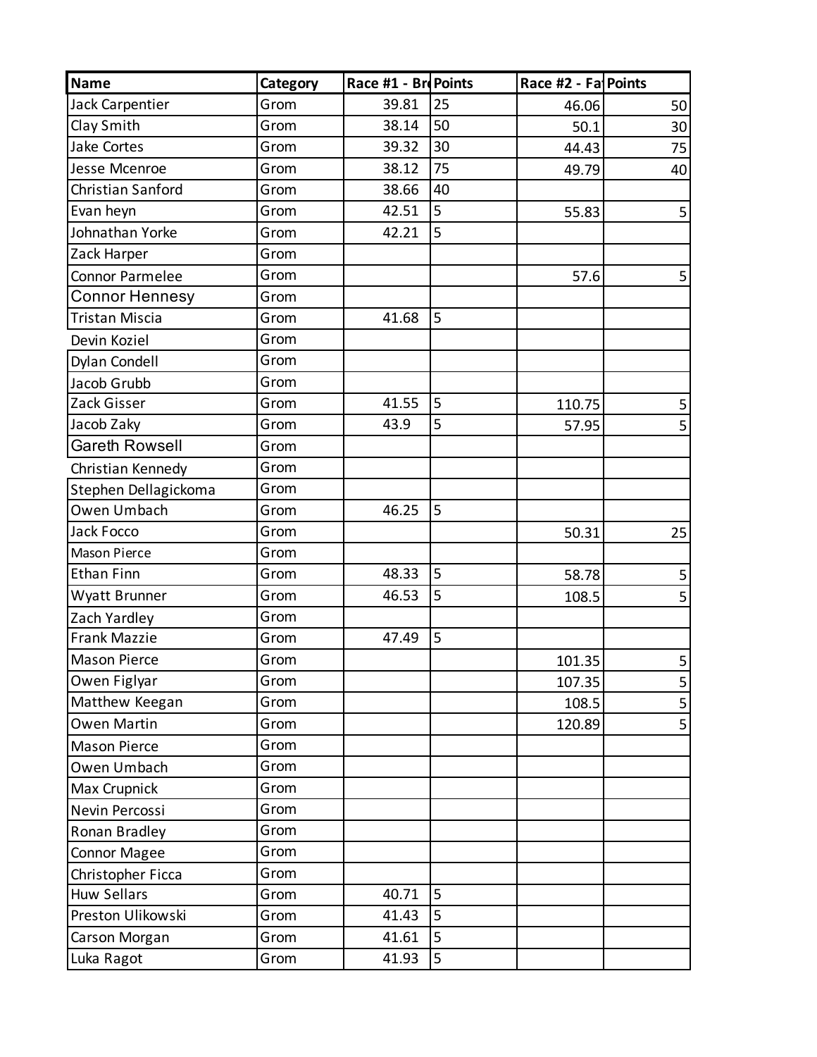| Name | Category | Race #1 - Br | Points | Race #2 - Fa | Points |
|---|---|---|---|---|---|
| Jack Carpentier | Grom | 39.81 | 25 | 46.06 | 50 |
| Clay Smith | Grom | 38.14 | 50 | 50.1 | 30 |
| Jake Cortes | Grom | 39.32 | 30 | 44.43 | 75 |
| Jesse Mcenroe | Grom | 38.12 | 75 | 49.79 | 40 |
| Christian Sanford | Grom | 38.66 | 40 | | |
| Evan heyn | Grom | 42.51 | 5 | 55.83 | 5 |
| Johnathan Yorke | Grom | 42.21 | 5 | | |
| Zack Harper | Grom | | | | |
| Connor Parmelee | Grom | | | 57.6 | 5 |
| Connor Hennesy | Grom | | | | |
| Tristan Miscia | Grom | 41.68 | 5 | | |
| Devin Koziel | Grom | | | | |
| Dylan Condell | Grom | | | | |
| Jacob Grubb | Grom | | | | |
| Zack Gisser | Grom | 41.55 | 5 | 110.75 | 5 |
| Jacob Zaky | Grom | 43.9 | 5 | 57.95 | 5 |
| Gareth Rowsell | Grom | | | | |
| Christian Kennedy | Grom | | | | |
| Stephen Dellagickoma | Grom | | | | |
| Owen Umbach | Grom | 46.25 | 5 | | |
| Jack Focco | Grom | | | 50.31 | 25 |
| Mason Pierce | Grom | | | | |
| Ethan Finn | Grom | 48.33 | 5 | 58.78 | 5 |
| Wyatt Brunner | Grom | 46.53 | 5 | 108.5 | 5 |
| Zach Yardley | Grom | | | | |
| Frank Mazzie | Grom | 47.49 | 5 | | |
| Mason Pierce | Grom | | | 101.35 | 5 |
| Owen Figlyar | Grom | | | 107.35 | 5 |
| Matthew Keegan | Grom | | | 108.5 | 5 |
| Owen Martin | Grom | | | 120.89 | 5 |
| Mason Pierce | Grom | | | | |
| Owen Umbach | Grom | | | | |
| Max Crupnick | Grom | | | | |
| Nevin Percossi | Grom | | | | |
| Ronan Bradley | Grom | | | | |
| Connor Magee | Grom | | | | |
| Christopher Ficca | Grom | | | | |
| Huw Sellars | Grom | 40.71 | 5 | | |
| Preston Ulikowski | Grom | 41.43 | 5 | | |
| Carson Morgan | Grom | 41.61 | 5 | | |
| Luka Ragot | Grom | 41.93 | 5 | | |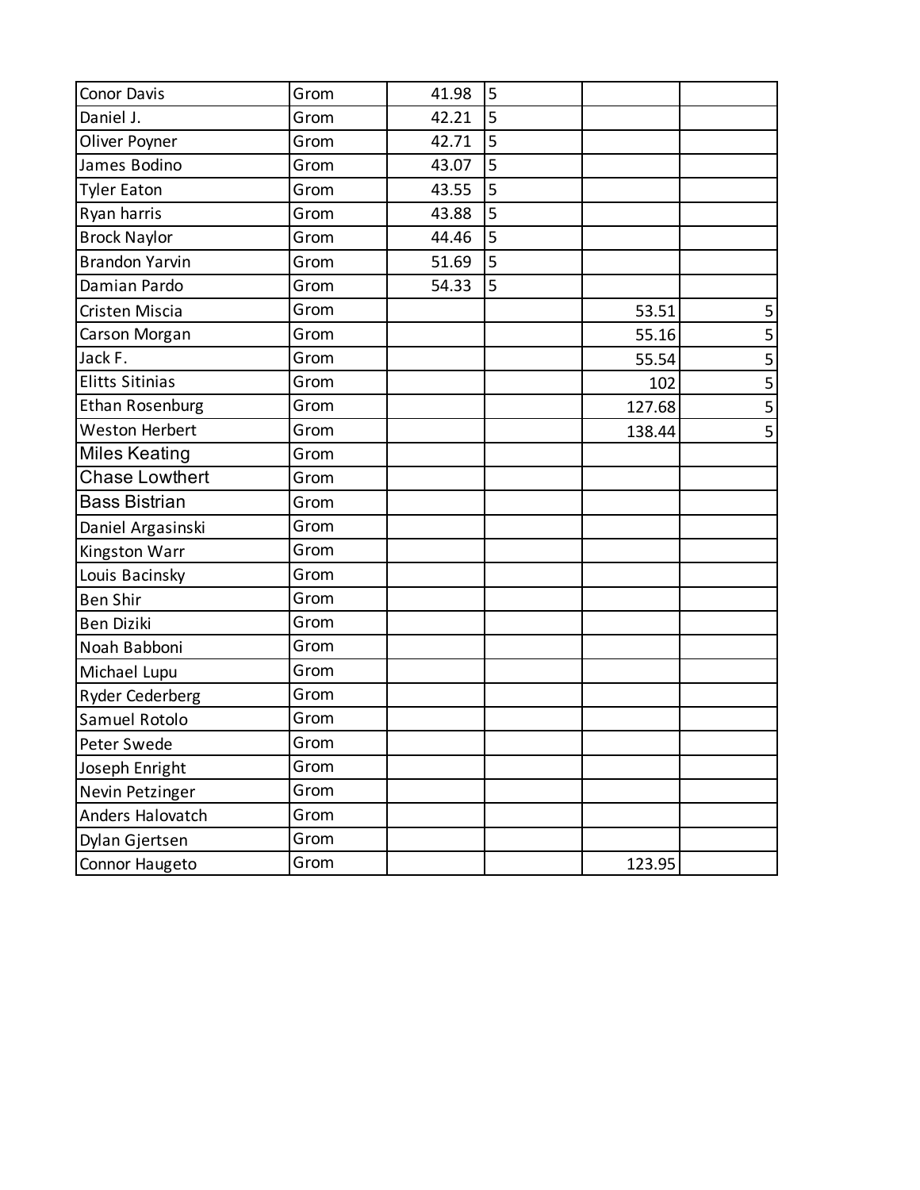| | | | | | |
|---|---|---|---|---|---|
| Conor Davis | Grom | 41.98 | 5 | | |
| Daniel J. | Grom | 42.21 | 5 | | |
| Oliver Poyner | Grom | 42.71 | 5 | | |
| James Bodino | Grom | 43.07 | 5 | | |
| Tyler Eaton | Grom | 43.55 | 5 | | |
| Ryan harris | Grom | 43.88 | 5 | | |
| Brock Naylor | Grom | 44.46 | 5 | | |
| Brandon Yarvin | Grom | 51.69 | 5 | | |
| Damian Pardo | Grom | 54.33 | 5 | | |
| Cristen Miscia | Grom | | | 53.51 | 5 |
| Carson Morgan | Grom | | | 55.16 | 5 |
| Jack F. | Grom | | | 55.54 | 5 |
| Elitts Sitinias | Grom | | | 102 | 5 |
| Ethan Rosenburg | Grom | | | 127.68 | 5 |
| Weston Herbert | Grom | | | 138.44 | 5 |
| Miles Keating | Grom | | | | |
| Chase Lowthert | Grom | | | | |
| Bass Bistrian | Grom | | | | |
| Daniel Argasinski | Grom | | | | |
| Kingston Warr | Grom | | | | |
| Louis Bacinsky | Grom | | | | |
| Ben Shir | Grom | | | | |
| Ben Diziki | Grom | | | | |
| Noah Babboni | Grom | | | | |
| Michael Lupu | Grom | | | | |
| Ryder Cederberg | Grom | | | | |
| Samuel Rotolo | Grom | | | | |
| Peter Swede | Grom | | | | |
| Joseph Enright | Grom | | | | |
| Nevin Petzinger | Grom | | | | |
| Anders Halovatch | Grom | | | | |
| Dylan Gjertsen | Grom | | | | |
| Connor Haugeto | Grom | | | 123.95 | |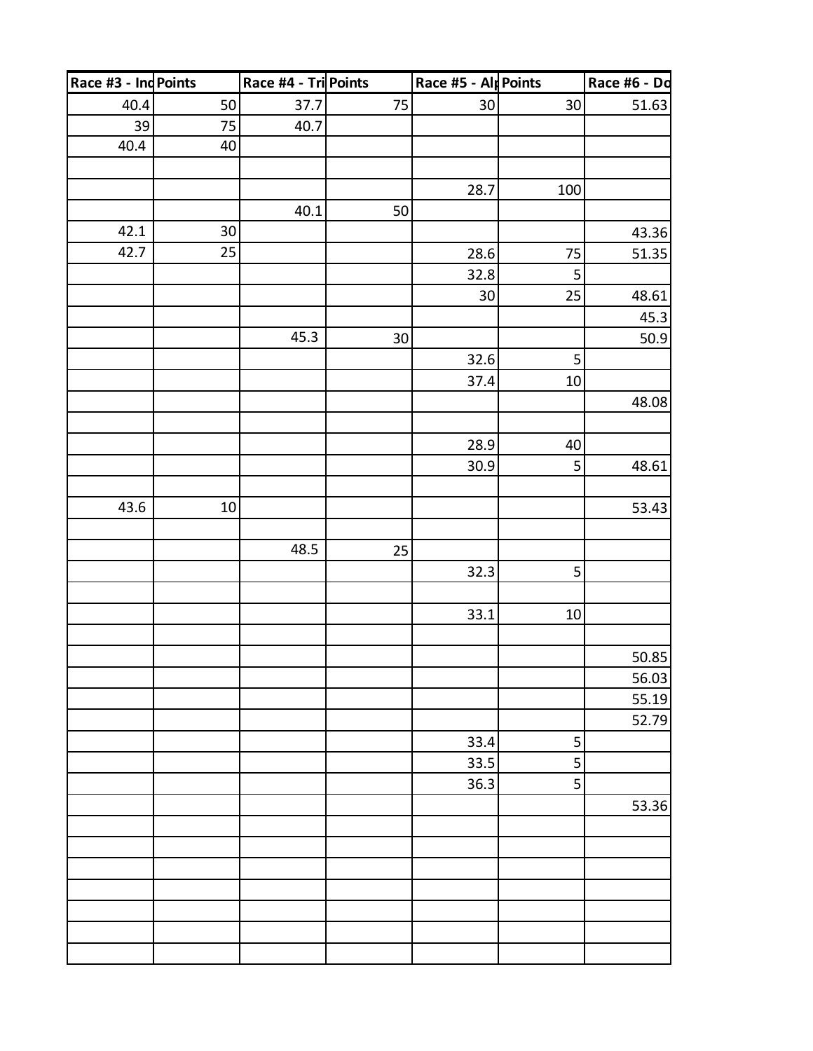| Race #3 - Ind | Points | Race #4 - Tri | Points | Race #5 - Alp | Points | Race #6 - Do |
|---|---|---|---|---|---|---|
| 40.4 | 50 | 37.7 | 75 | 30 | 30 | 51.63 |
| 39 | 75 | 40.7 | | | | |
| 40.4 | 40 | | | | | |
| | | | | | | |
| | | | | 28.7 | 100 | |
| | | 40.1 | 50 | | | |
| 42.1 | 30 | | | | | 43.36 |
| 42.7 | 25 | | | 28.6 | 75 | 51.35 |
| | | | | 32.8 | 5 | |
| | | | | 30 | 25 | 48.61 |
| | | | | | | 45.3 |
| | | 45.3 | 30 | | | 50.9 |
| | | | | 32.6 | 5 | |
| | | | | 37.4 | 10 | |
| | | | | | | 48.08 |
| | | | | | | |
| | | | | 28.9 | 40 | |
| | | | | 30.9 | 5 | 48.61 |
| | | | | | | |
| 43.6 | 10 | | | | | 53.43 |
| | | | | | | |
| | | 48.5 | 25 | | | |
| | | | | 32.3 | 5 | |
| | | | | | | |
| | | | | 33.1 | 10 | |
| | | | | | | |
| | | | | | | 50.85 |
| | | | | | | 56.03 |
| | | | | | | 55.19 |
| | | | | | | 52.79 |
| | | | | 33.4 | 5 | |
| | | | | 33.5 | 5 | |
| | | | | 36.3 | 5 | |
| | | | | | | 53.36 |
| | | | | | | |
| | | | | | | |
| | | | | | | |
| | | | | | | |
| | | | | | | |
| | | | | | | |
| | | | | | | |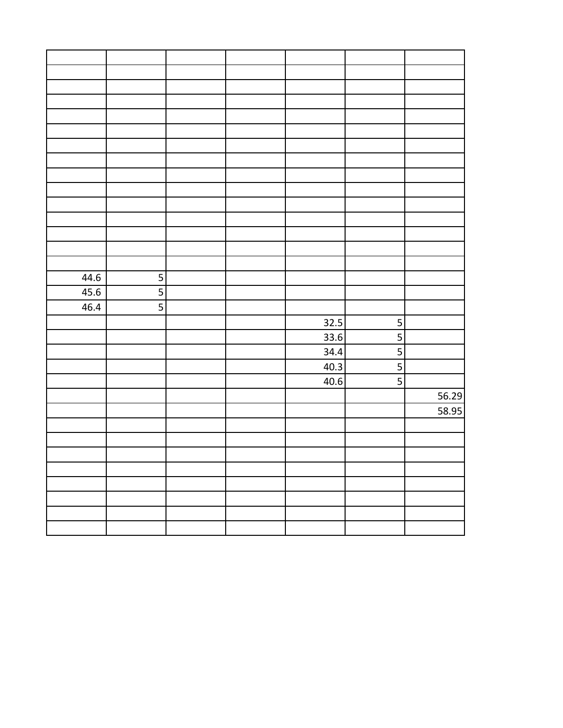| | | | | | | |
|---|---|---|---|---|---|---|
| | | | | | | |
| | | | | | | |
| | | | | | | |
| | | | | | | |
| | | | | | | |
| | | | | | | |
| | | | | | | |
| | | | | | | |
| | | | | | | |
| | | | | | | |
| | | | | | | |
| | | | | | | |
| | | | | | | |
| | | | | | | |
| 44.6 | 5 | | | | | |
| 45.6 | 5 | | | | | |
| 46.4 | 5 | | | | | |
| | | | | 32.5 | 5 | |
| | | | | 33.6 | 5 | |
| | | | | 34.4 | 5 | |
| | | | | 40.3 | 5 | |
| | | | | 40.6 | 5 | |
| | | | | | | 56.29 |
| | | | | | | 58.95 |
| | | | | | | |
| | | | | | | |
| | | | | | | |
| | | | | | | |
| | | | | | | |
| | | | | | | |
| | | | | | | |
| | | | | | | |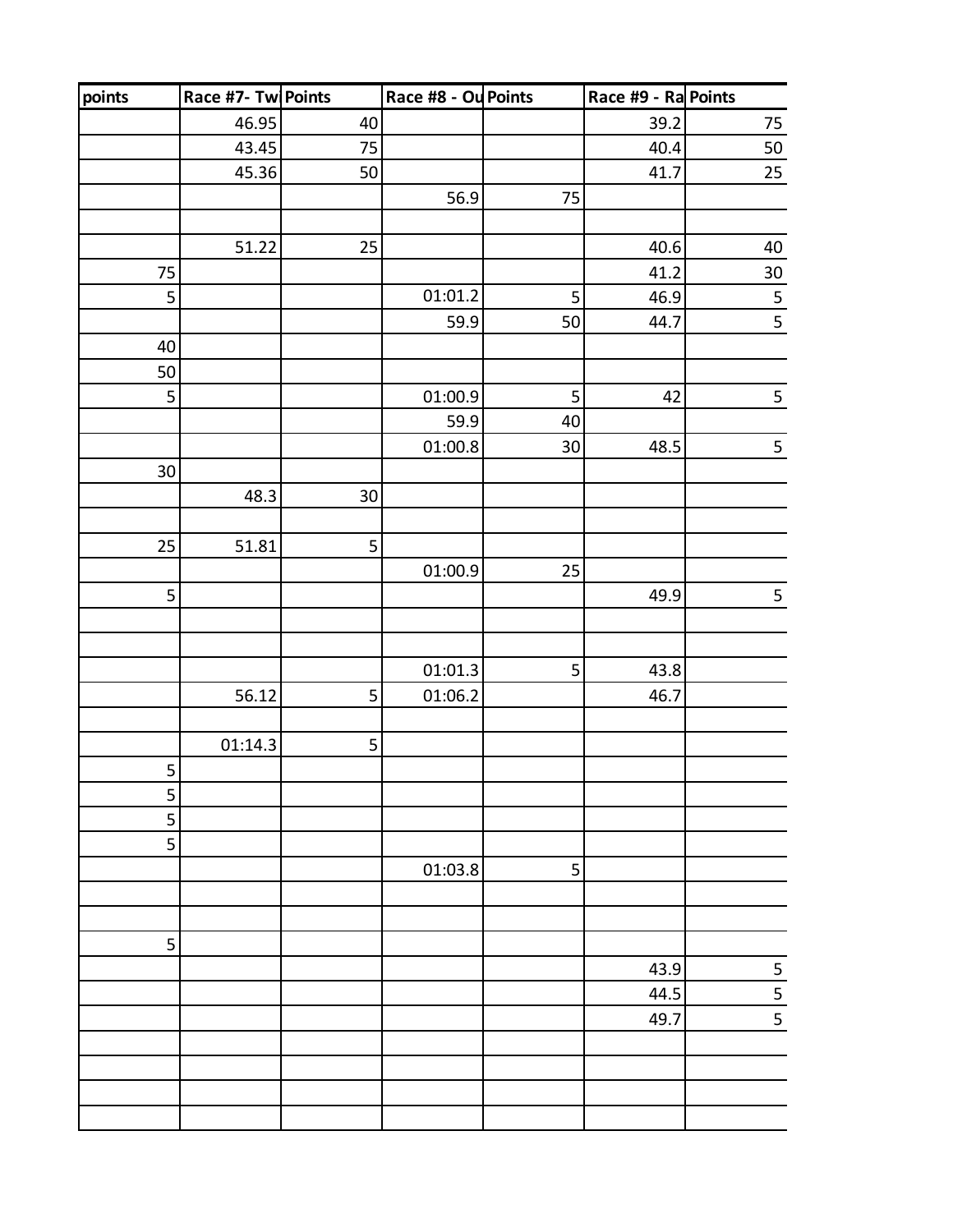| points | Race #7- Tw | Points | Race #8 - Ou | Points | Race #9 - Ra | Points |
|---|---|---|---|---|---|---|
| | 46.95 | 40 | | | 39.2 | 75 |
| | 43.45 | 75 | | | 40.4 | 50 |
| | 45.36 | 50 | | | 41.7 | 25 |
| | | | 56.9 | 75 | | |
| | | | | | | |
| | 51.22 | 25 | | | 40.6 | 40 |
| 75 | | | | | 41.2 | 30 |
| 5 | | | 01:01.2 | 5 | 46.9 | 5 |
| | | | 59.9 | 50 | 44.7 | 5 |
| 40 | | | | | | |
| 50 | | | | | | |
| 5 | | | 01:00.9 | 5 | 42 | 5 |
| | | | 59.9 | 40 | | |
| | | | 01:00.8 | 30 | 48.5 | 5 |
| 30 | | | | | | |
| | 48.3 | 30 | | | | |
| | | | | | | |
| 25 | 51.81 | 5 | | | | |
| | | | 01:00.9 | 25 | | |
| 5 | | | | | 49.9 | 5 |
| | | | | | | |
| | | | | | | |
| | | | 01:01.3 | 5 | 43.8 | |
| | 56.12 | 5 | 01:06.2 | | 46.7 | |
| | | | | | | |
| | 01:14.3 | 5 | | | | |
| 5 | | | | | | |
| 5 | | | | | | |
| 5 | | | | | | |
| 5 | | | | | | |
| | | | 01:03.8 | 5 | | |
| | | | | | | |
| | | | | | | |
| 5 | | | | | | |
| | | | | | 43.9 | 5 |
| | | | | | 44.5 | 5 |
| | | | | | 49.7 | 5 |
| | | | | | | |
| | | | | | | |
| | | | | | | |
| | | | | | | |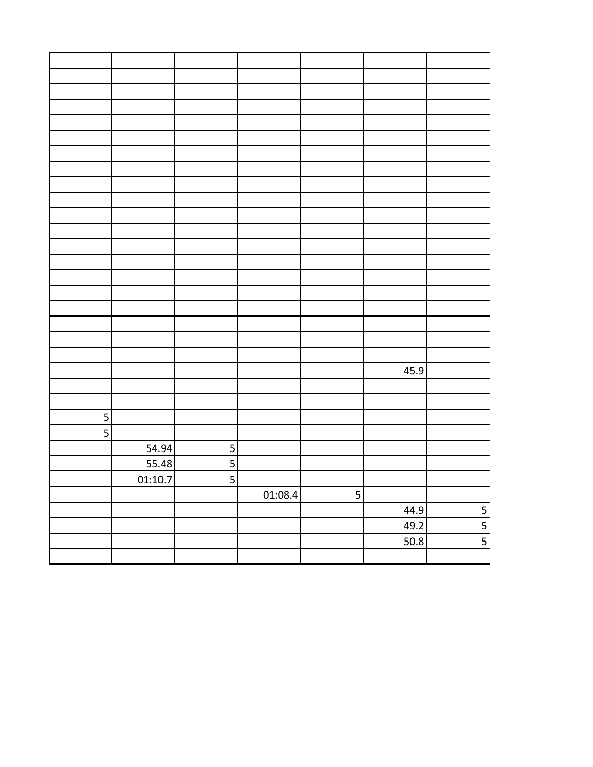| | | | | | | |
|---|---|---|---|---|---|---|
| | | | | | | |
| | | | | | | |
| | | | | | | |
| | | | | | | |
| | | | | | | |
| | | | | | | |
| | | | | | | |
| | | | | | | |
| | | | | | | |
| | | | | | | |
| | | | | | | |
| | | | | | | |
| | | | | | | |
| | | | | | | |
| | | | | | | |
| | | | | | | |
| | | | | | | |
| | | | | | | |
| | | | | | | |
| | | | | 45.9 | |
| | | | | | | |
| | | | | | | |
| 5 | | | | | | |
| 5 | | | | | | |
| | 54.94 | 5 | | | | |
| | 55.48 | 5 | | | | |
| | 01:10.7 | 5 | | | | |
| | | | 01:08.4 | 5 | | |
| | | | | | 44.9 | 5 |
| | | | | | 49.2 | 5 |
| | | | | | 50.8 | 5 |
| | | | | | | |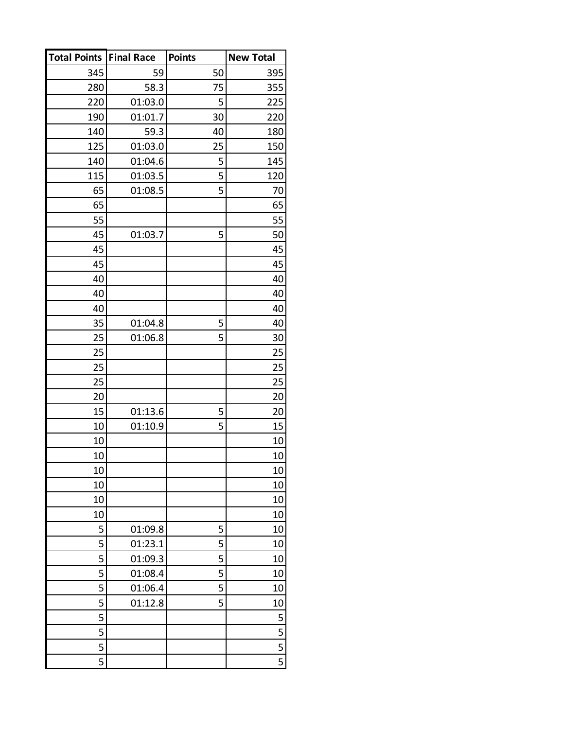| Total Points | Final Race | Points | New Total |
|---|---|---|---|
| 345 | 59 | 50 | 395 |
| 280 | 58.3 | 75 | 355 |
| 220 | 01:03.0 | 5 | 225 |
| 190 | 01:01.7 | 30 | 220 |
| 140 | 59.3 | 40 | 180 |
| 125 | 01:03.0 | 25 | 150 |
| 140 | 01:04.6 | 5 | 145 |
| 115 | 01:03.5 | 5 | 120 |
| 65 | 01:08.5 | 5 | 70 |
| 65 | | | 65 |
| 55 | | | 55 |
| 45 | 01:03.7 | 5 | 50 |
| 45 | | | 45 |
| 45 | | | 45 |
| 40 | | | 40 |
| 40 | | | 40 |
| 40 | | | 40 |
| 35 | 01:04.8 | 5 | 40 |
| 25 | 01:06.8 | 5 | 30 |
| 25 | | | 25 |
| 25 | | | 25 |
| 25 | | | 25 |
| 20 | | | 20 |
| 15 | 01:13.6 | 5 | 20 |
| 10 | 01:10.9 | 5 | 15 |
| 10 | | | 10 |
| 10 | | | 10 |
| 10 | | | 10 |
| 10 | | | 10 |
| 10 | | | 10 |
| 10 | | | 10 |
| 5 | 01:09.8 | 5 | 10 |
| 5 | 01:23.1 | 5 | 10 |
| 5 | 01:09.3 | 5 | 10 |
| 5 | 01:08.4 | 5 | 10 |
| 5 | 01:06.4 | 5 | 10 |
| 5 | 01:12.8 | 5 | 10 |
| 5 | | | 5 |
| 5 | | | 5 |
| 5 | | | 5 |
| 5 | | | 5 |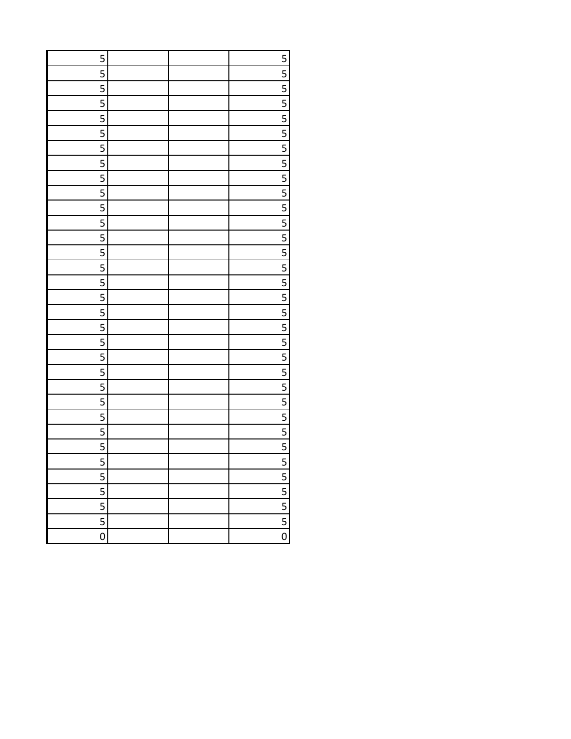| | | | |
|---|---|---|---|
| 5 | | | 5 |
| 5 | | | 5 |
| 5 | | | 5 |
| 5 | | | 5 |
| 5 | | | 5 |
| 5 | | | 5 |
| 5 | | | 5 |
| 5 | | | 5 |
| 5 | | | 5 |
| 5 | | | 5 |
| 5 | | | 5 |
| 5 | | | 5 |
| 5 | | | 5 |
| 5 | | | 5 |
| 5 | | | 5 |
| 5 | | | 5 |
| 5 | | | 5 |
| 5 | | | 5 |
| 5 | | | 5 |
| 5 | | | 5 |
| 5 | | | 5 |
| 5 | | | 5 |
| 5 | | | 5 |
| 5 | | | 5 |
| 5 | | | 5 |
| 5 | | | 5 |
| 5 | | | 5 |
| 5 | | | 5 |
| 5 | | | 5 |
| 5 | | | 5 |
| 5 | | | 5 |
| 5 | | | 5 |
| 0 | | | 0 |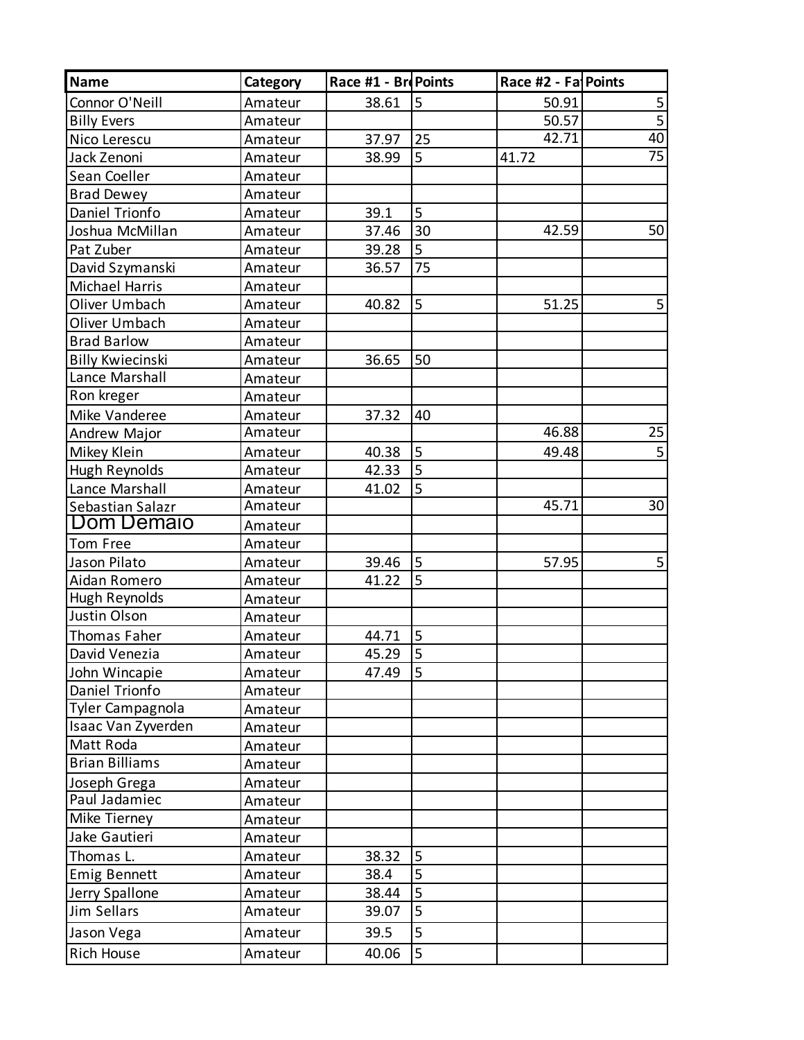| Name | Category | Race #1 - Br | Points | Race #2 - Fa | Points |
|---|---|---|---|---|---|
| Connor O'Neill | Amateur | 38.61 | 5 | 50.91 | 5 |
| Billy Evers | Amateur | | | 50.57 | 5 |
| Nico Lerescu | Amateur | 37.97 | 25 | 42.71 | 40 |
| Jack Zenoni | Amateur | 38.99 | 5 | 41.72 | 75 |
| Sean Coeller | Amateur | | | | |
| Brad Dewey | Amateur | | | | |
| Daniel Trionfo | Amateur | 39.1 | 5 | | |
| Joshua McMillan | Amateur | 37.46 | 30 | 42.59 | 50 |
| Pat Zuber | Amateur | 39.28 | 5 | | |
| David Szymanski | Amateur | 36.57 | 75 | | |
| Michael Harris | Amateur | | | | |
| Oliver Umbach | Amateur | 40.82 | 5 | 51.25 | 5 |
| Oliver Umbach | Amateur | | | | |
| Brad Barlow | Amateur | | | | |
| Billy Kwiecinski | Amateur | 36.65 | 50 | | |
| Lance Marshall | Amateur | | | | |
| Ron kreger | Amateur | | | | |
| Mike Vanderee | Amateur | 37.32 | 40 | | |
| Andrew Major | Amateur | | | 46.88 | 25 |
| Mikey Klein | Amateur | 40.38 | 5 | 49.48 | 5 |
| Hugh Reynolds | Amateur | 42.33 | 5 | | |
| Lance Marshall | Amateur | 41.02 | 5 | | |
| Sebastian Salazr | Amateur | | | 45.71 | 30 |
| Dom Demaio | Amateur | | | | |
| Tom Free | Amateur | | | | |
| Jason Pilato | Amateur | 39.46 | 5 | 57.95 | 5 |
| Aidan Romero | Amateur | 41.22 | 5 | | |
| Hugh Reynolds | Amateur | | | | |
| Justin Olson | Amateur | | | | |
| Thomas Faher | Amateur | 44.71 | 5 | | |
| David Venezia | Amateur | 45.29 | 5 | | |
| John Wincapie | Amateur | 47.49 | 5 | | |
| Daniel Trionfo | Amateur | | | | |
| Tyler Campagnola | Amateur | | | | |
| Isaac Van Zyverden | Amateur | | | | |
| Matt Roda | Amateur | | | | |
| Brian Billiams | Amateur | | | | |
| Joseph Grega | Amateur | | | | |
| Paul Jadamiec | Amateur | | | | |
| Mike Tierney | Amateur | | | | |
| Jake Gautieri | Amateur | | | | |
| Thomas L. | Amateur | 38.32 | 5 | | |
| Emig Bennett | Amateur | 38.4 | 5 | | |
| Jerry Spallone | Amateur | 38.44 | 5 | | |
| Jim Sellars | Amateur | 39.07 | 5 | | |
| Jason Vega | Amateur | 39.5 | 5 | | |
| Rich House | Amateur | 40.06 | 5 | | |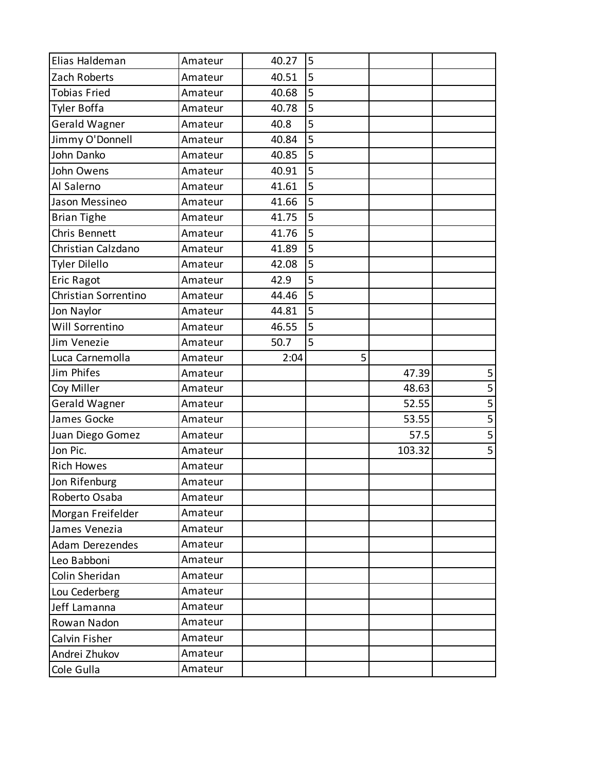| | | | | | |
|---|---|---|---|---|---|
| Elias Haldeman | Amateur | 40.27 | 5 | | |
| Zach Roberts | Amateur | 40.51 | 5 | | |
| Tobias Fried | Amateur | 40.68 | 5 | | |
| Tyler Boffa | Amateur | 40.78 | 5 | | |
| Gerald Wagner | Amateur | 40.8 | 5 | | |
| Jimmy O'Donnell | Amateur | 40.84 | 5 | | |
| John Danko | Amateur | 40.85 | 5 | | |
| John Owens | Amateur | 40.91 | 5 | | |
| Al Salerno | Amateur | 41.61 | 5 | | |
| Jason Messineo | Amateur | 41.66 | 5 | | |
| Brian Tighe | Amateur | 41.75 | 5 | | |
| Chris Bennett | Amateur | 41.76 | 5 | | |
| Christian Calzdano | Amateur | 41.89 | 5 | | |
| Tyler Dilello | Amateur | 42.08 | 5 | | |
| Eric Ragot | Amateur | 42.9 | 5 | | |
| Christian Sorrentino | Amateur | 44.46 | 5 | | |
| Jon Naylor | Amateur | 44.81 | 5 | | |
| Will Sorrentino | Amateur | 46.55 | 5 | | |
| Jim Venezie | Amateur | 50.7 | 5 | | |
| Luca Carnemolla | Amateur | 2:04 | 5 | | |
| Jim Phifes | Amateur | | | 47.39 | 5 |
| Coy Miller | Amateur | | | 48.63 | 5 |
| Gerald Wagner | Amateur | | | 52.55 | 5 |
| James Gocke | Amateur | | | 53.55 | 5 |
| Juan Diego Gomez | Amateur | | | 57.5 | 5 |
| Jon Pic. | Amateur | | | 103.32 | 5 |
| Rich Howes | Amateur | | | | |
| Jon Rifenburg | Amateur | | | | |
| Roberto Osaba | Amateur | | | | |
| Morgan Freifelder | Amateur | | | | |
| James Venezia | Amateur | | | | |
| Adam Derezendes | Amateur | | | | |
| Leo Babboni | Amateur | | | | |
| Colin Sheridan | Amateur | | | | |
| Lou Cederberg | Amateur | | | | |
| Jeff Lamanna | Amateur | | | | |
| Rowan Nadon | Amateur | | | | |
| Calvin Fisher | Amateur | | | | |
| Andrei Zhukov | Amateur | | | | |
| Cole Gulla | Amateur | | | | |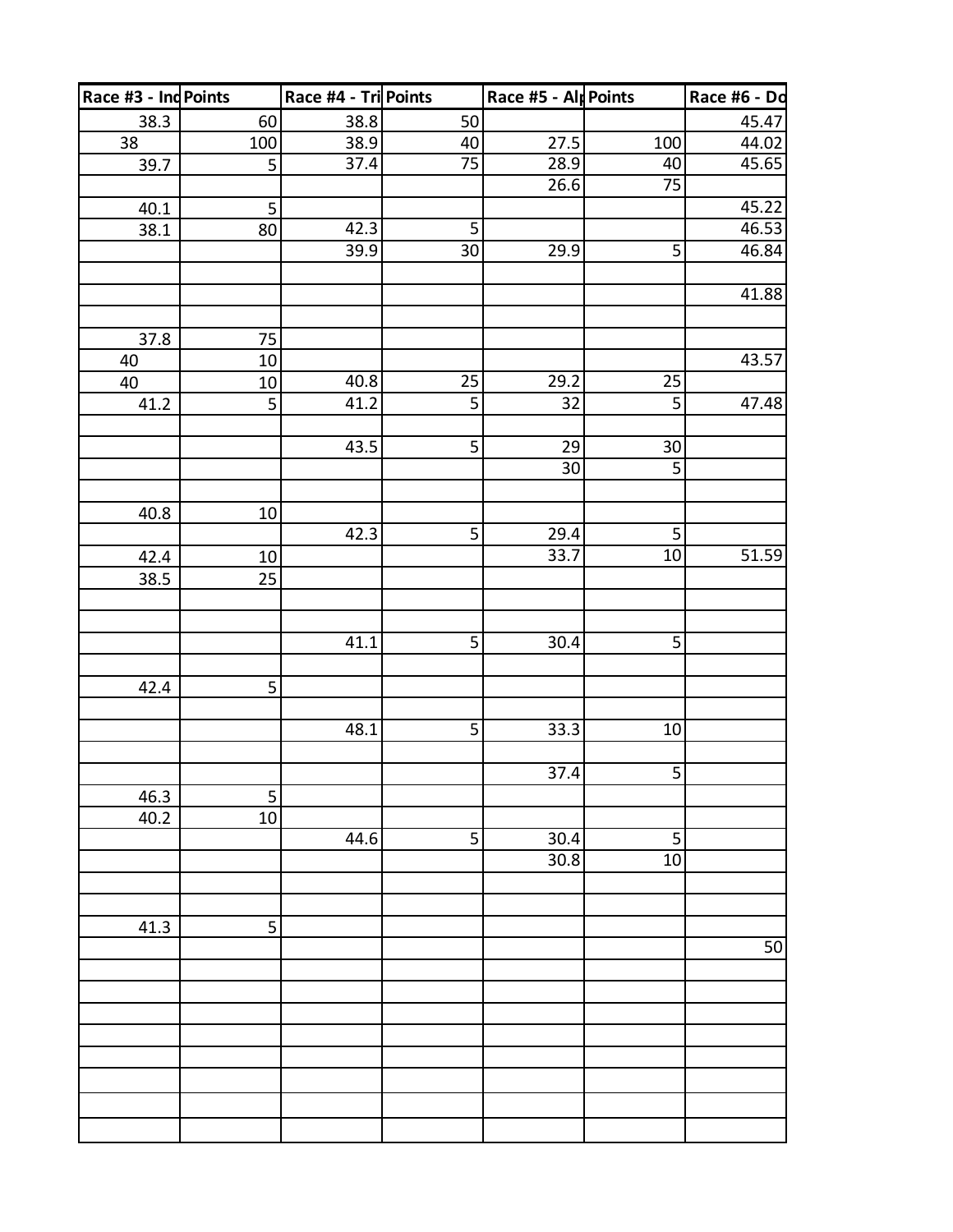| Race #3 - Ind | Points | Race #4 - Tri | Points | Race #5 - Alp | Points | Race #6 - Do |
|---|---|---|---|---|---|---|
| 38.3 | 60 | 38.8 | 50 | | | 45.47 |
| 38 | 100 | 38.9 | 40 | 27.5 | 100 | 44.02 |
| 39.7 | 5 | 37.4 | 75 | 28.9 | 40 | 45.65 |
| | | | | 26.6 | 75 | |
| 40.1 | 5 | | | | | 45.22 |
| 38.1 | 80 | 42.3 | 5 | | | 46.53 |
| | | 39.9 | 30 | 29.9 | 5 | 46.84 |
| | | | | | | |
| | | | | | | 41.88 |
| | | | | | | |
| 37.8 | 75 | | | | | |
| 40 | 10 | | | | | 43.57 |
| 40 | 10 | 40.8 | 25 | 29.2 | 25 | |
| 41.2 | 5 | 41.2 | 5 | 32 | 5 | 47.48 |
| | | | | | | |
| | | 43.5 | 5 | 29 | 30 | |
| | | | | 30 | 5 | |
| | | | | | | |
| 40.8 | 10 | | | | | |
| | | 42.3 | 5 | 29.4 | 5 | |
| 42.4 | 10 | | | 33.7 | 10 | 51.59 |
| 38.5 | 25 | | | | | |
| | | | | | | |
| | | | | | | |
| | | 41.1 | 5 | 30.4 | 5 | |
| | | | | | | |
| 42.4 | 5 | | | | | |
| | | | | | | |
| | | 48.1 | 5 | 33.3 | 10 | |
| | | | | | | |
| | | | | 37.4 | 5 | |
| 46.3 | 5 | | | | | |
| 40.2 | 10 | | | | | |
| | | 44.6 | 5 | 30.4 | 5 | |
| | | | | 30.8 | 10 | |
| | | | | | | |
| | | | | | | |
| 41.3 | 5 | | | | | |
| | | | | | | 50 |
| | | | | | | |
| | | | | | | |
| | | | | | | |
| | | | | | | |
| | | | | | | |
| | | | | | | |
| | | | | | | |
| | | | | | | |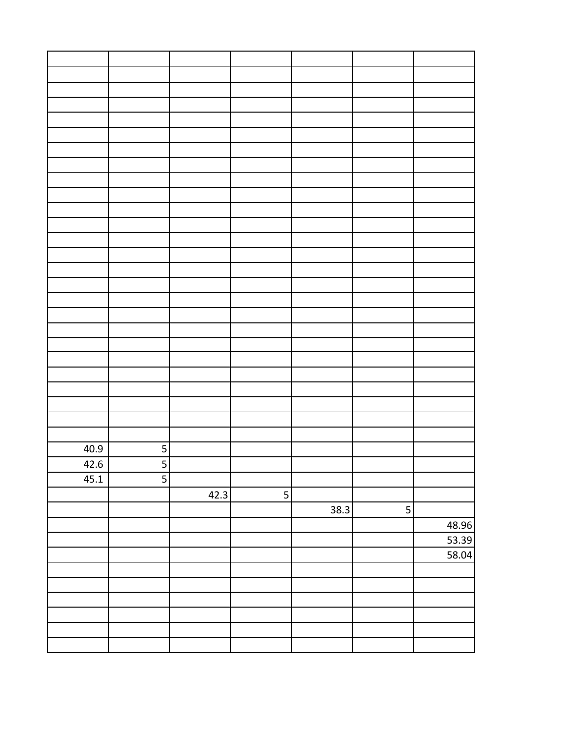| | | | | | | |
|---|---|---|---|---|---|---|
| | | | | | | |
| | | | | | | |
| | | | | | | |
| | | | | | | |
| | | | | | | |
| | | | | | | |
| | | | | | | |
| | | | | | | |
| | | | | | | |
| | | | | | | |
| | | | | | | |
| | | | | | | |
| | | | | | | |
| | | | | | | |
| | | | | | | |
| | | | | | | |
| | | | | | | |
| | | | | | | |
| | | | | | | |
| | | | | | | |
| | | | | | | |
| | | | | | | |
| | | | | | | |
| | | | | | | |
| 40.9 | 5 | | | | | |
| 42.6 | 5 | | | | | |
| 45.1 | 5 | | | | | |
| | | 42.3 | 5 | | | |
| | | | | 38.3 | 5 | |
| | | | | | | 48.96 |
| | | | | | | 53.39 |
| | | | | | | 58.04 |
| | | | | | | |
| | | | | | | |
| | | | | | | |
| | | | | | | |
| | | | | | | |
| | | | | | | |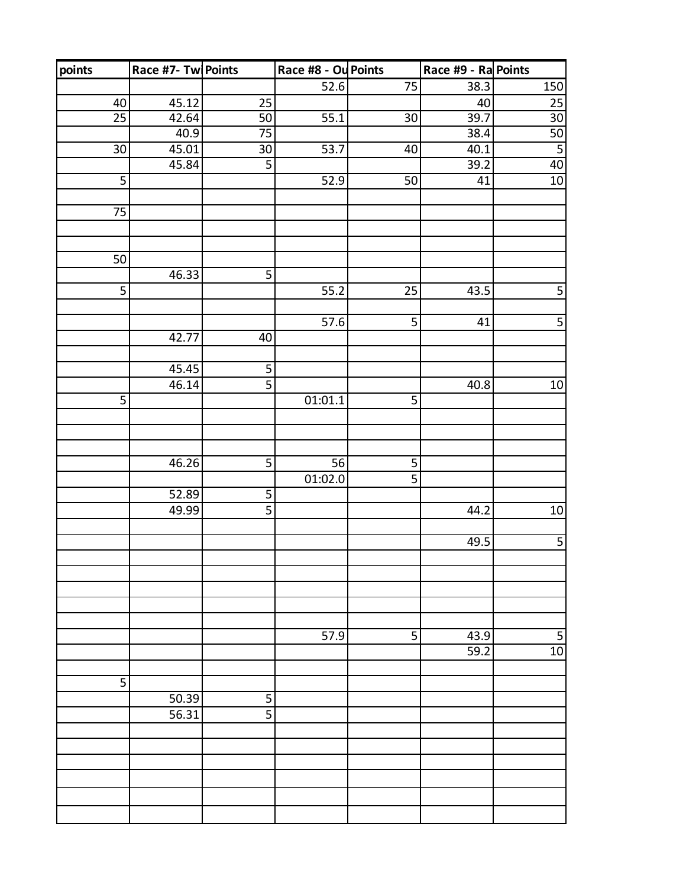| points | Race #7- Tw | Points | Race #8 - Ou | Points | Race #9 - Ra | Points |
|---|---|---|---|---|---|---|
| | | | 52.6 | 75 | 38.3 | 150 |
| 40 | 45.12 | 25 | | | 40 | 25 |
| 25 | 42.64 | 50 | 55.1 | 30 | 39.7 | 30 |
| | 40.9 | 75 | | | 38.4 | 50 |
| 30 | 45.01 | 30 | 53.7 | 40 | 40.1 | 5 |
| | 45.84 | 5 | | | 39.2 | 40 |
| 5 | | | 52.9 | 50 | 41 | 10 |
| | | | | | | |
| 75 | | | | | | |
| | | | | | | |
| | | | | | | |
| 50 | | | | | | |
| | 46.33 | 5 | | | | |
| 5 | | | 55.2 | 25 | 43.5 | 5 |
| | | | | | | |
| | | | 57.6 | 5 | 41 | 5 |
| | 42.77 | 40 | | | | |
| | | | | | | |
| | 45.45 | 5 | | | | |
| | 46.14 | 5 | | | 40.8 | 10 |
| 5 | | | 01:01.1 | 5 | | |
| | | | | | | |
| | | | | | | |
| | | | | | | |
| | 46.26 | 5 | 56 | 5 | | |
| | | | 01:02.0 | 5 | | |
| | 52.89 | 5 | | | | |
| | 49.99 | 5 | | | 44.2 | 10 |
| | | | | | | |
| | | | | | 49.5 | 5 |
| | | | | | | |
| | | | | | | |
| | | | | | | |
| | | | | | | |
| | | | | | | |
| | | | 57.9 | 5 | 43.9 | 5 |
| | | | | | 59.2 | 10 |
| | | | | | | |
| 5 | | | | | | |
| | 50.39 | 5 | | | | |
| | 56.31 | 5 | | | | |
| | | | | | | |
| | | | | | | |
| | | | | | | |
| | | | | | | |
| | | | | | | |
| | | | | | | |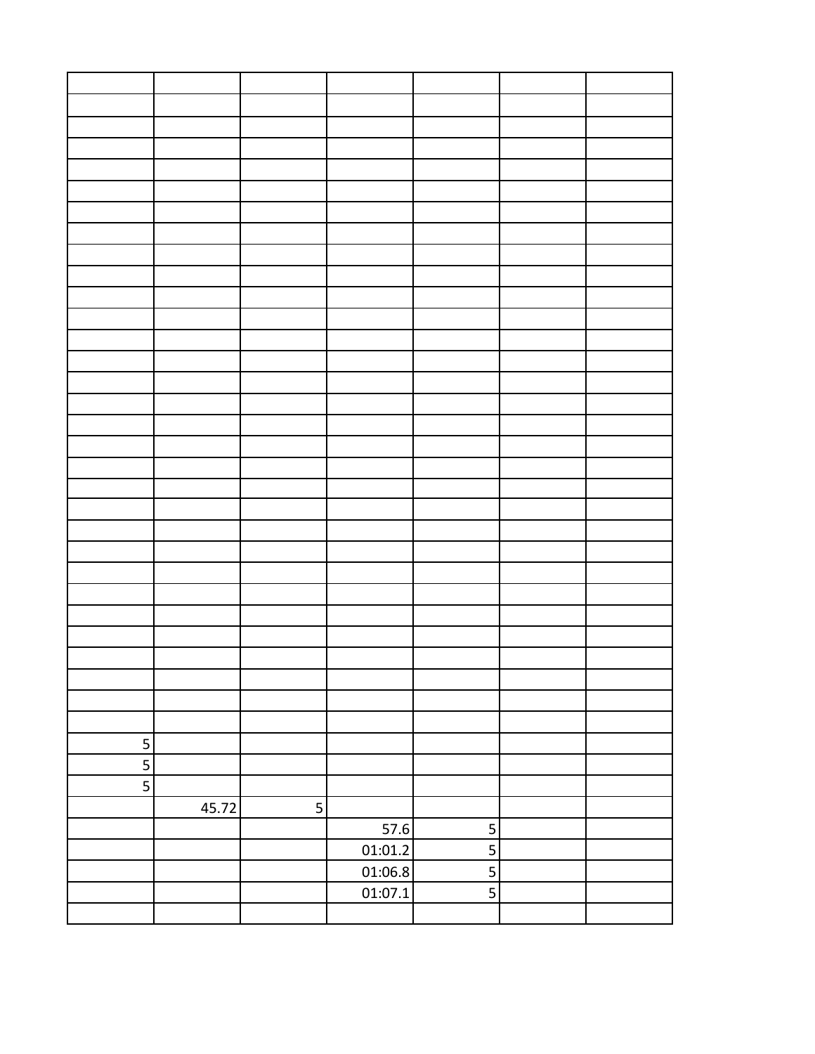| | | | | | | |
|---|---|---|---|---|---|---|
| | | | | | | |
| | | | | | | |
| | | | | | | |
| | | | | | | |
| | | | | | | |
| | | | | | | |
| | | | | | | |
| | | | | | | |
| | | | | | | |
| | | | | | | |
| | | | | | | |
| | | | | | | |
| | | | | | | |
| | | | | | | |
| | | | | | | |
| | | | | | | |
| | | | | | | |
| | | | | | | |
| | | | | | | |
| | | | | | | |
| | | | | | | |
| | | | | | | |
| | | | | | | |
| | | | | | | |
| | | | | | | |
| | | | | | | |
| | | | | | | |
| | | | | | | |
| 5 | | | | | | |
| 5 | | | | | | |
| 5 | | | | | | |
| | 45.72 | 5 | | | | |
| | | | 57.6 | 5 | | |
| | | | 01:01.2 | 5 | | |
| | | | 01:06.8 | 5 | | |
| | | | 01:07.1 | 5 | | |
| | | | | | | |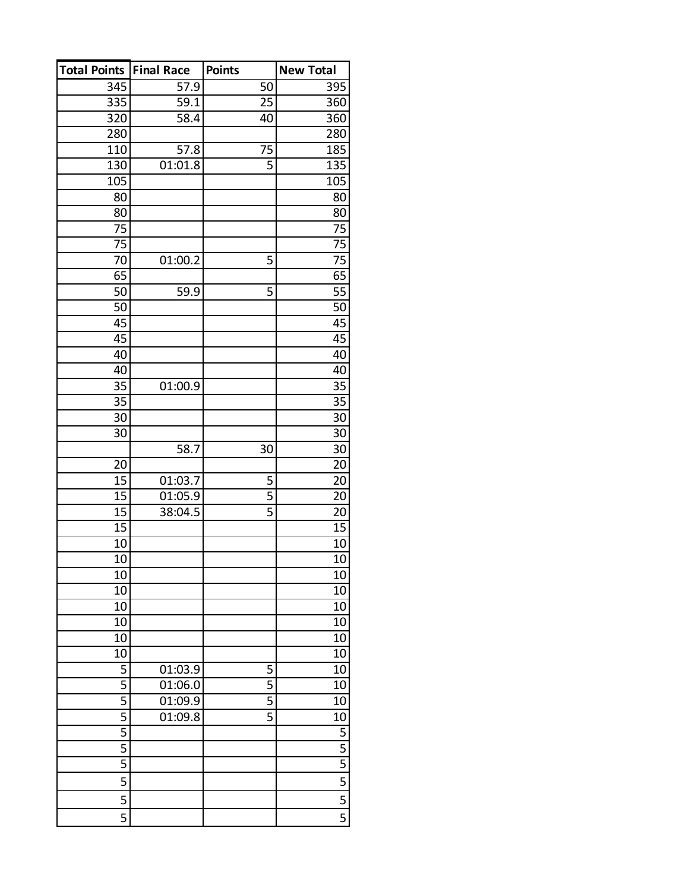| Total Points | Final Race | Points | New Total |
|---|---|---|---|
| 345 | 57.9 | 50 | 395 |
| 335 | 59.1 | 25 | 360 |
| 320 | 58.4 | 40 | 360 |
| 280 | | | 280 |
| 110 | 57.8 | 75 | 185 |
| 130 | 01:01.8 | 5 | 135 |
| 105 | | | 105 |
| 80 | | | 80 |
| 80 | | | 80 |
| 75 | | | 75 |
| 75 | | | 75 |
| 70 | 01:00.2 | 5 | 75 |
| 65 | | | 65 |
| 50 | 59.9 | 5 | 55 |
| 50 | | | 50 |
| 45 | | | 45 |
| 45 | | | 45 |
| 40 | | | 40 |
| 40 | | | 40 |
| 35 | 01:00.9 | | 35 |
| 35 | | | 35 |
| 30 | | | 30 |
| 30 | | | 30 |
| | 58.7 | 30 | 30 |
| 20 | | | 20 |
| 15 | 01:03.7 | 5 | 20 |
| 15 | 01:05.9 | 5 | 20 |
| 15 | 38:04.5 | 5 | 20 |
| 15 | | | 15 |
| 10 | | | 10 |
| 10 | | | 10 |
| 10 | | | 10 |
| 10 | | | 10 |
| 10 | | | 10 |
| 10 | | | 10 |
| 10 | | | 10 |
| 10 | | | 10 |
| 5 | 01:03.9 | 5 | 10 |
| 5 | 01:06.0 | 5 | 10 |
| 5 | 01:09.9 | 5 | 10 |
| 5 | 01:09.8 | 5 | 10 |
| 5 | | | 5 |
| 5 | | | 5 |
| 5 | | | 5 |
| 5 | | | 5 |
| 5 | | | 5 |
| 5 | | | 5 |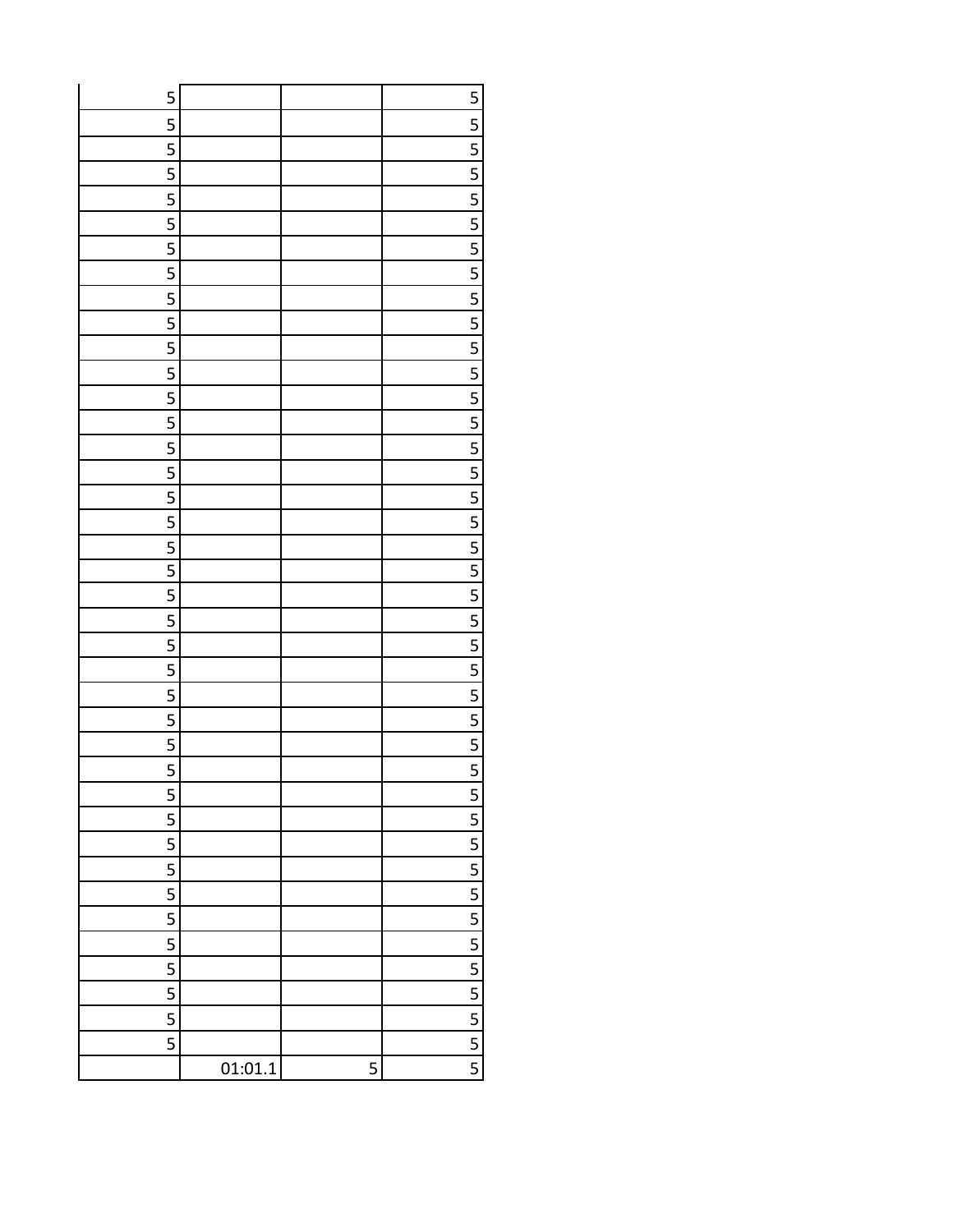| 5 | | | 5 |
|---|---|---|---|
| 5 | | | 5 |
| 5 | | | 5 |
| 5 | | | 5 |
| 5 | | | 5 |
| 5 | | | 5 |
| 5 | | | 5 |
| 5 | | | 5 |
| 5 | | | 5 |
| 5 | | | 5 |
| 5 | | | 5 |
| 5 | | | 5 |
| 5 | | | 5 |
| 5 | | | 5 |
| 5 | | | 5 |
| 5 | | | 5 |
| 5 | | | 5 |
| 5 | | | 5 |
| 5 | | | 5 |
| 5 | | | 5 |
| 5 | | | 5 |
| 5 | | | 5 |
| 5 | | | 5 |
| 5 | | | 5 |
| 5 | | | 5 |
| 5 | | | 5 |
| 5 | | | 5 |
| 5 | | | 5 |
| 5 | | | 5 |
| 5 | | | 5 |
| 5 | | | 5 |
| 5 | | | 5 |
| 5 | | | 5 |
| 5 | | | 5 |
| 5 | | | 5 |
| 5 | | | 5 |
| 5 | | | 5 |
| 5 | | | 5 |
| 5 | | | 5 |
| | 01:01.1 | 5 | 5 |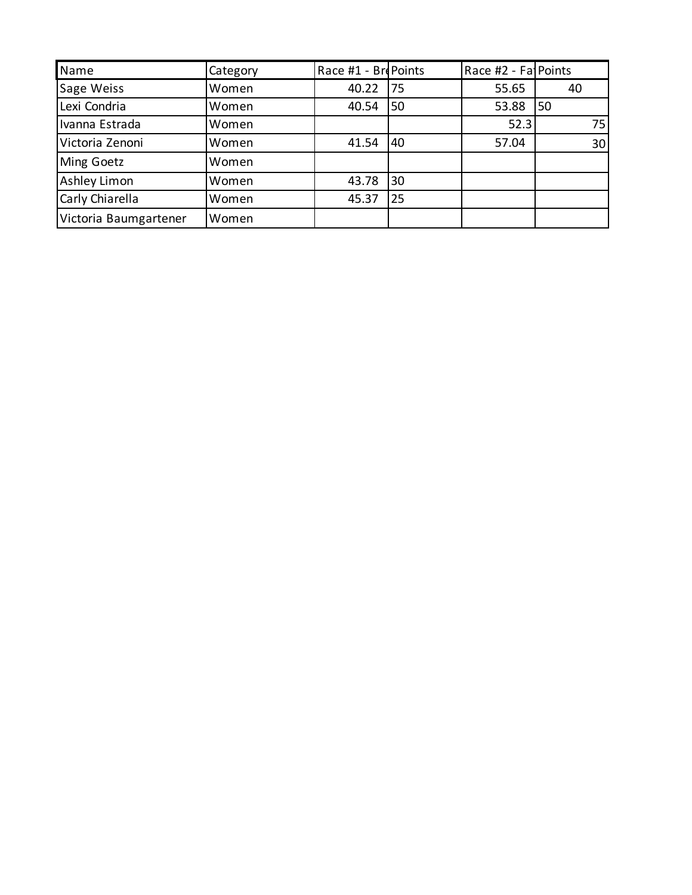| Name | Category | Race #1 - Bre | Points | Race #2 - Fa | Points |
|---|---|---|---|---|---|
| Sage Weiss | Women | 40.22 | 75 | 55.65 | 40 |
| Lexi Condria | Women | 40.54 | 50 | 53.88 | 50 |
| Ivanna Estrada | Women | | | 52.3 | 75 |
| Victoria Zenoni | Women | 41.54 | 40 | 57.04 | 30 |
| Ming Goetz | Women | | | | |
| Ashley Limon | Women | 43.78 | 30 | | |
| Carly Chiarella | Women | 45.37 | 25 | | |
| Victoria Baumgartener | Women | | | | |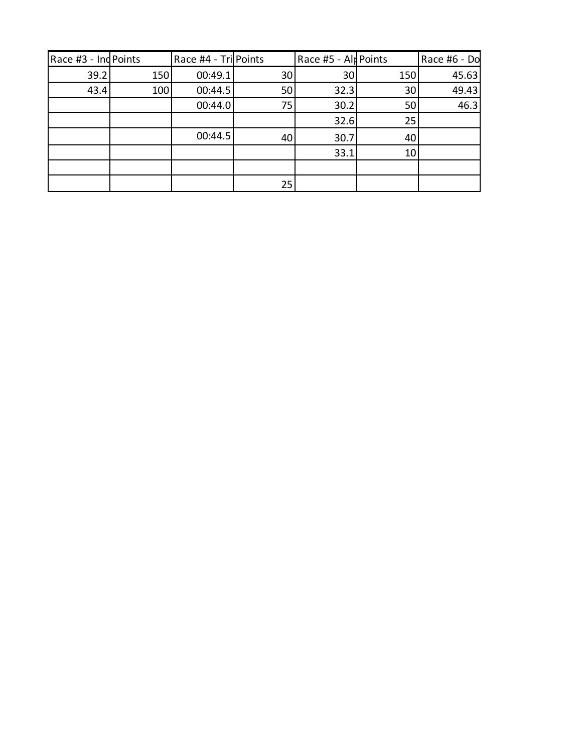| Race #3 - Ind | Points | Race #4 - Tri | Points | Race #5 - Alp | Points | Race #6 - Do |
|---|---|---|---|---|---|---|
| 39.2 | 150 | 00:49.1 | 30 | 30 | 150 | 45.63 |
| 43.4 | 100 | 00:44.5 | 50 | 32.3 | 30 | 49.43 |
| | | 00:44.0 | 75 | 30.2 | 50 | 46.3 |
| | | | | 32.6 | 25 | |
| | | 00:44.5 | 40 | 30.7 | 40 | |
| | | | | 33.1 | 10 | |
| | | | | | | |
| | | | 25 | | | |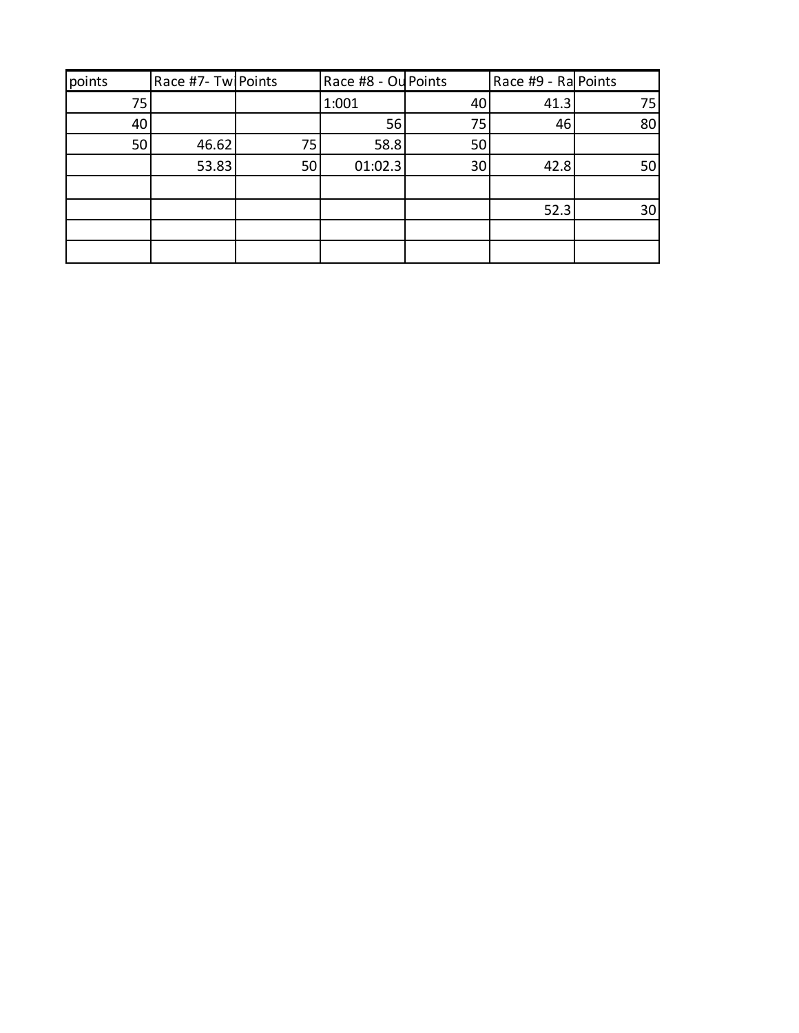| points | Race #7- Tw | Points | Race #8 - Ou | Points | Race #9 - Ra | Points |
|---|---|---|---|---|---|---|
| 75 | | | 1:001 | 40 | 41.3 | 75 |
| 40 | | | 56 | 75 | 46 | 80 |
| 50 | 46.62 | 75 | 58.8 | 50 | | |
| | 53.83 | 50 | 01:02.3 | 30 | 42.8 | 50 |
| | | | | | | |
| | | | | | 52.3 | 30 |
| | | | | | | |
| | | | | | | |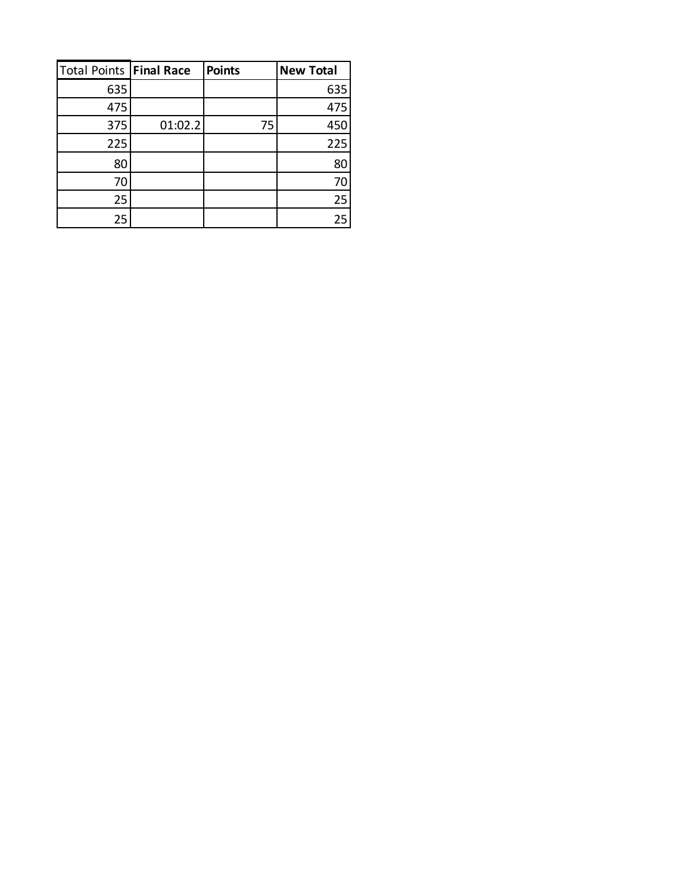| Total Points | **Final Race** | **Points** | **New Total** |
|---|---|---|---|
| 635 | | | 635 |
| 475 | | | 475 |
| 375 | 01:02.2 | 75 | 450 |
| 225 | | | 225 |
| 80 | | | 80 |
| 70 | | | 70 |
| 25 | | | 25 |
| 25 | | | 25 |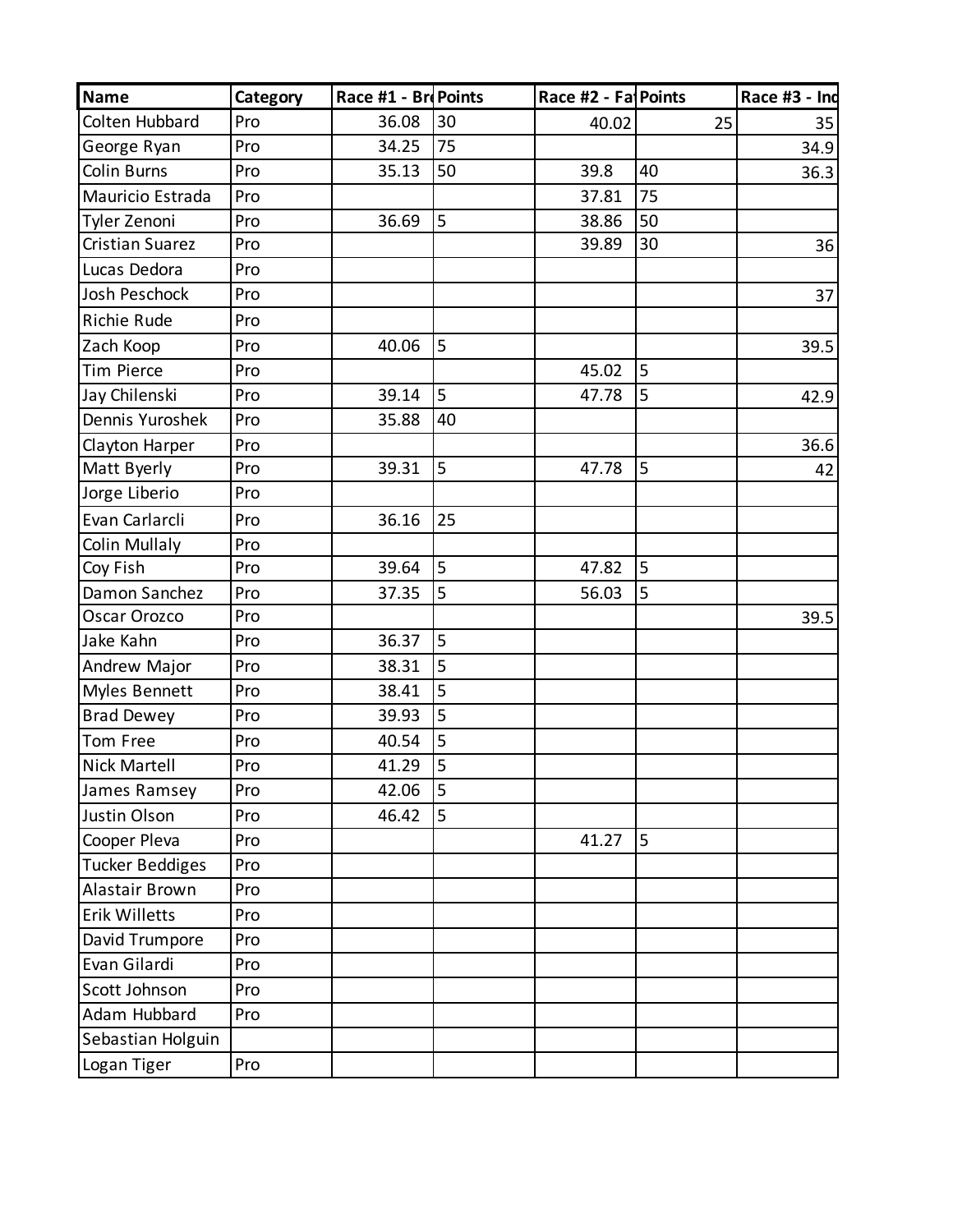| Name | Category | Race #1 - Br | Points | Race #2 - Fa | Points | Race #3 - Ind |
|---|---|---|---|---|---|---|
| Colten Hubbard | Pro | 36.08 | 30 | 40.02 | 25 | 35 |
| George Ryan | Pro | 34.25 | 75 | | | 34.9 |
| Colin Burns | Pro | 35.13 | 50 | 39.8 | 40 | 36.3 |
| Mauricio Estrada | Pro | | | 37.81 | 75 | |
| Tyler Zenoni | Pro | 36.69 | 5 | 38.86 | 50 | |
| Cristian Suarez | Pro | | | 39.89 | 30 | 36 |
| Lucas Dedora | Pro | | | | | |
| Josh Peschock | Pro | | | | | 37 |
| Richie Rude | Pro | | | | | |
| Zach Koop | Pro | 40.06 | 5 | | | 39.5 |
| Tim Pierce | Pro | | | 45.02 | 5 | |
| Jay Chilenski | Pro | 39.14 | 5 | 47.78 | 5 | 42.9 |
| Dennis Yuroshek | Pro | 35.88 | 40 | | | |
| Clayton Harper | Pro | | | | | 36.6 |
| Matt Byerly | Pro | 39.31 | 5 | 47.78 | 5 | 42 |
| Jorge Liberio | Pro | | | | | |
| Evan Carlarcli | Pro | 36.16 | 25 | | | |
| Colin Mullaly | Pro | | | | | |
| Coy Fish | Pro | 39.64 | 5 | 47.82 | 5 | |
| Damon Sanchez | Pro | 37.35 | 5 | 56.03 | 5 | |
| Oscar Orozco | Pro | | | | | 39.5 |
| Jake Kahn | Pro | 36.37 | 5 | | | |
| Andrew Major | Pro | 38.31 | 5 | | | |
| Myles Bennett | Pro | 38.41 | 5 | | | |
| Brad Dewey | Pro | 39.93 | 5 | | | |
| Tom Free | Pro | 40.54 | 5 | | | |
| Nick Martell | Pro | 41.29 | 5 | | | |
| James Ramsey | Pro | 42.06 | 5 | | | |
| Justin Olson | Pro | 46.42 | 5 | | | |
| Cooper Pleva | Pro | | | 41.27 | 5 | |
| Tucker Beddiges | Pro | | | | | |
| Alastair Brown | Pro | | | | | |
| Erik Willetts | Pro | | | | | |
| David Trumpore | Pro | | | | | |
| Evan Gilardi | Pro | | | | | |
| Scott Johnson | Pro | | | | | |
| Adam Hubbard | Pro | | | | | |
| Sebastian Holguin | | | | | | |
| Logan Tiger | Pro | | | | | |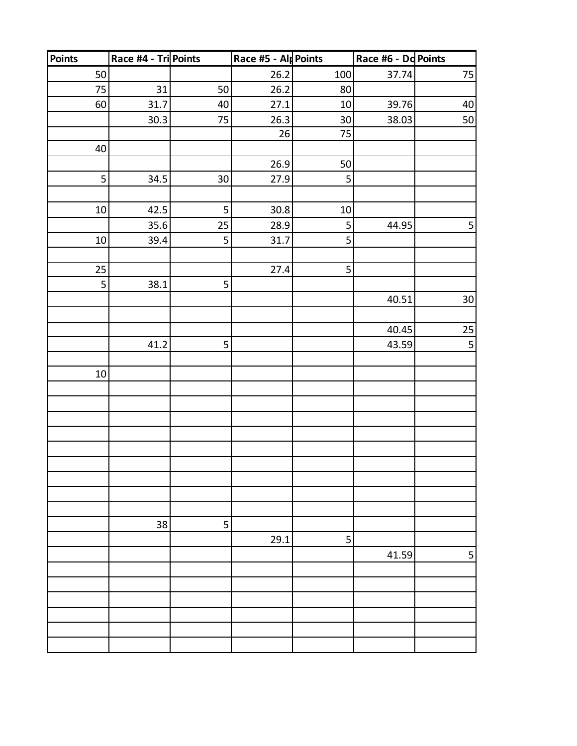| Points | Race #4 - Tri | Points | Race #5 - Alp | Points | Race #6 - Do | Points |
|---|---|---|---|---|---|---|
| 50 | | | 26.2 | 100 | 37.74 | 75 |
| 75 | 31 | 50 | 26.2 | 80 | | |
| 60 | 31.7 | 40 | 27.1 | 10 | 39.76 | 40 |
| | 30.3 | 75 | 26.3 | 30 | 38.03 | 50 |
| | | | 26 | 75 | | |
| 40 | | | | | | |
| | | | 26.9 | 50 | | |
| 5 | 34.5 | 30 | 27.9 | 5 | | |
| | | | | | | |
| 10 | 42.5 | 5 | 30.8 | 10 | | |
| | 35.6 | 25 | 28.9 | 5 | 44.95 | 5 |
| 10 | 39.4 | 5 | 31.7 | 5 | | |
| | | | | | | |
| 25 | | | 27.4 | 5 | | |
| 5 | 38.1 | 5 | | | | |
| | | | | | 40.51 | 30 |
| | | | | | | |
| | | | | | 40.45 | 25 |
| | 41.2 | 5 | | | 43.59 | 5 |
| | | | | | | |
| 10 | | | | | | |
| | | | | | | |
| | | | | | | |
| | | | | | | |
| | | | | | | |
| | | | | | | |
| | | | | | | |
| | | | | | | |
| | | | | | | |
| | | | | | | |
| | 38 | 5 | | | | |
| | | | 29.1 | 5 | | |
| | | | | | 41.59 | 5 |
| | | | | | | |
| | | | | | | |
| | | | | | | |
| | | | | | | |
| | | | | | | |
| | | | | | | |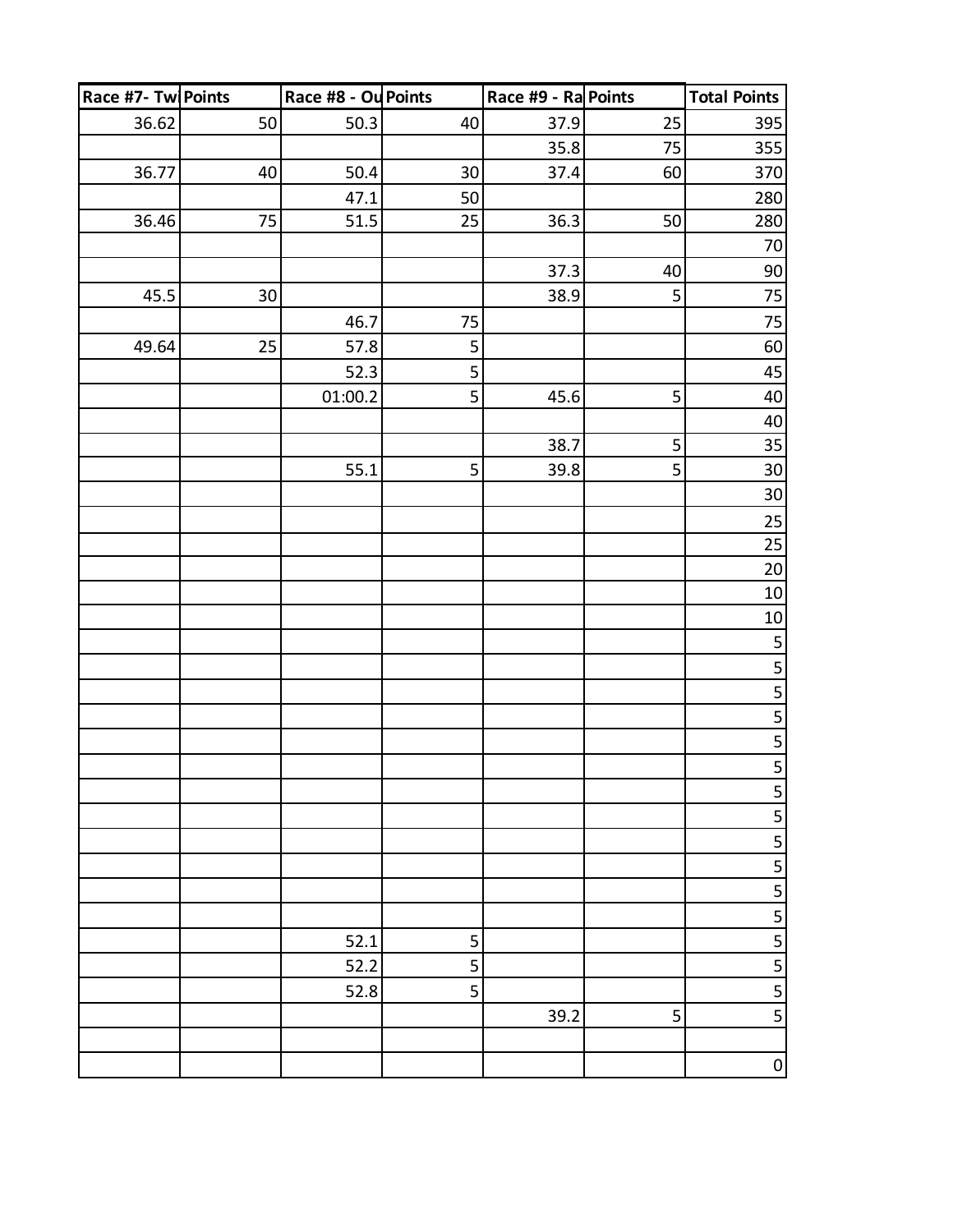| Race #7- Tw | Points | Race #8 - Ou | Points | Race #9 - Ra | Points | Total Points |
|---|---|---|---|---|---|---|
| 36.62 | 50 | 50.3 | 40 | 37.9 | 25 | 395 |
| | | | | 35.8 | 75 | 355 |
| 36.77 | 40 | 50.4 | 30 | 37.4 | 60 | 370 |
| | | 47.1 | 50 | | | 280 |
| 36.46 | 75 | 51.5 | 25 | 36.3 | 50 | 280 |
| | | | | | | 70 |
| | | | | 37.3 | 40 | 90 |
| 45.5 | 30 | | | 38.9 | 5 | 75 |
| | | 46.7 | 75 | | | 75 |
| 49.64 | 25 | 57.8 | 5 | | | 60 |
| | | 52.3 | 5 | | | 45 |
| | | 01:00.2 | 5 | 45.6 | 5 | 40 |
| | | | | | | 40 |
| | | | | 38.7 | 5 | 35 |
| | | 55.1 | 5 | 39.8 | 5 | 30 |
| | | | | | | 30 |
| | | | | | | 25 |
| | | | | | | 25 |
| | | | | | | 20 |
| | | | | | | 10 |
| | | | | | | 10 |
| | | | | | | 5 |
| | | | | | | 5 |
| | | | | | | 5 |
| | | | | | | 5 |
| | | | | | | 5 |
| | | | | | | 5 |
| | | | | | | 5 |
| | | | | | | 5 |
| | | | | | | 5 |
| | | | | | | 5 |
| | | | | | | 5 |
| | | | | | | 5 |
| | | 52.1 | 5 | | | 5 |
| | | 52.2 | 5 | | | 5 |
| | | 52.8 | 5 | | | 5 |
| | | | | 39.2 | 5 | 5 |
| | | | | | | |
| | | | | | | 0 |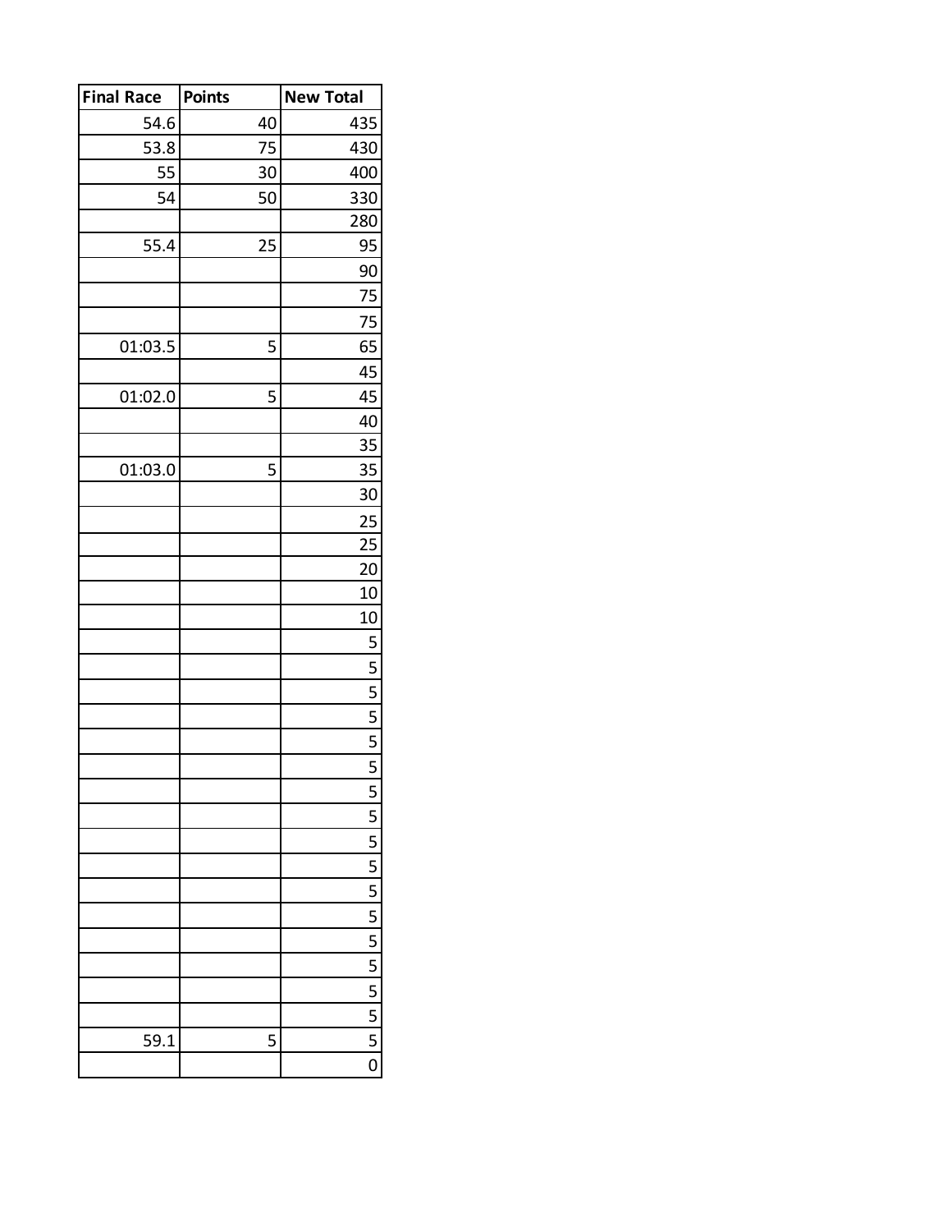| Final Race | Points | New Total |
|---|---|---|
| 54.6 | 40 | 435 |
| 53.8 | 75 | 430 |
| 55 | 30 | 400 |
| 54 | 50 | 330 |
| | | 280 |
| 55.4 | 25 | 95 |
| | | 90 |
| | | 75 |
| | | 75 |
| 01:03.5 | 5 | 65 |
| | | 45 |
| 01:02.0 | 5 | 45 |
| | | 40 |
| | | 35 |
| 01:03.0 | 5 | 35 |
| | | 30 |
| | | 25 |
| | | 25 |
| | | 20 |
| | | 10 |
| | | 10 |
| | | 5 |
| | | 5 |
| | | 5 |
| | | 5 |
| | | 5 |
| | | 5 |
| | | 5 |
| | | 5 |
| | | 5 |
| | | 5 |
| | | 5 |
| | | 5 |
| | | 5 |
| | | 5 |
| | | 5 |
| | | 5 |
| 59.1 | 5 | 5 |
| | | 0 |